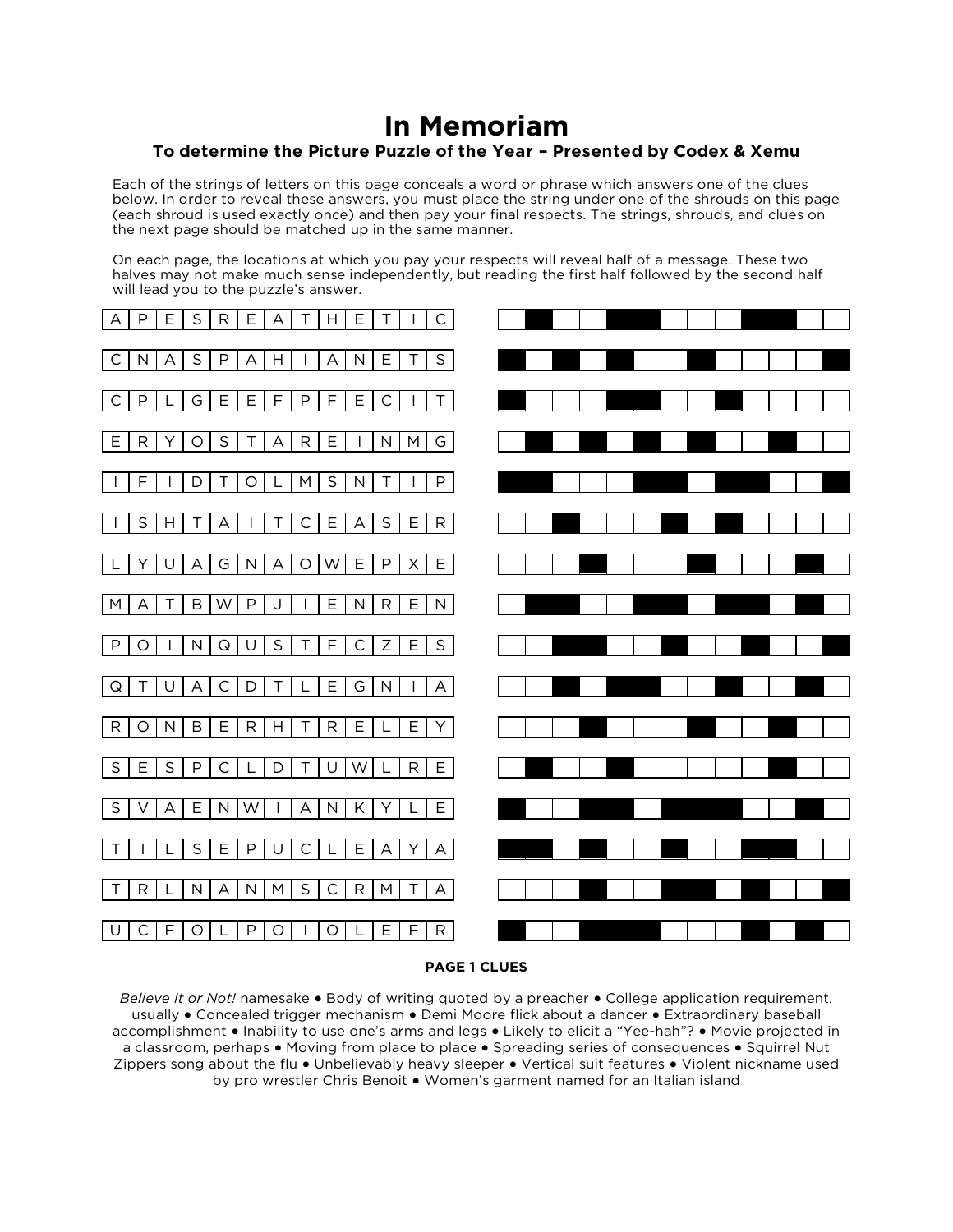# In Memoriam

### To determine the Picture Puzzle of the Year – Presented by Codex & Xemu

Each of the strings of letters on this page conceals a word or phrase which answers one of the clues below. In order to reveal these answers, you must place the string under one of the shrouds on this page (each shroud is used exactly once) and then pay your final respects. The strings, shrouds, and clues on the next page should be matched up in the same manner.

On each page, the locations at which you pay your respects will reveal half of a message. These two halves may not make much sense independently, but reading the first half followed by the second half will lead you to the puzzle's answer.

| Strings | Shrouds |
|---|---|
| A P E S R E A T H E T I C | □■□□■■□□□■■□□ |
| C N A S P A H I A N E T S | ■□■□■□□■□□□□■ |
| C P L G E E F P F E C I T | ■□□□■■□□■□□□□ |
| E R Y O S T A R E I N M G | □■□■□■□■□□■□□ |
| I F I D T O L M S N T I P | ■■□□□■■□■■□□■ |
| I S H T A I T C E A S E R | □□■□□□■□■□□□□ |
| L Y U A G N A O W E P X E | □□□■□□□■□□□■□ |
| M A T B W P J I E N R E N | □■■□□■■□■■□■□ |
| P O I N Q U S T F C Z E S | □□■■□□■□□■□□■ |
| Q T U A C D T L E G N I A | □□■□■■□□■□□■□ |
| R O N B E R H T R E L E Y | □□□■□□□■□□■□□ |
| S E S P C L D T U W L R E | □■□□■□□□□□■□□ |
| S V A E N W I A N K Y L E | ■□□■■□■■■□□■□ |
| T I L S E P U C L E A Y A | ■■□■□□■□□■■□□ |
| T R L N A N M S C R M T A | □□□■□□■■□■□□■ |
| U C F O L P O I O L E F R | ■□□■■■□□□■□■□ |

**PAGE 1 CLUES**

*Believe It or Not!* namesake • Body of writing quoted by a preacher • College application requirement, usually • Concealed trigger mechanism • Demi Moore flick about a dancer • Extraordinary baseball accomplishment • Inability to use one's arms and legs • Likely to elicit a "Yee-hah"? • Movie projected in a classroom, perhaps • Moving from place to place • Spreading series of consequences • Squirrel Nut Zippers song about the flu • Unbelievably heavy sleeper • Vertical suit features • Violent nickname used by pro wrestler Chris Benoit • Women's garment named for an Italian island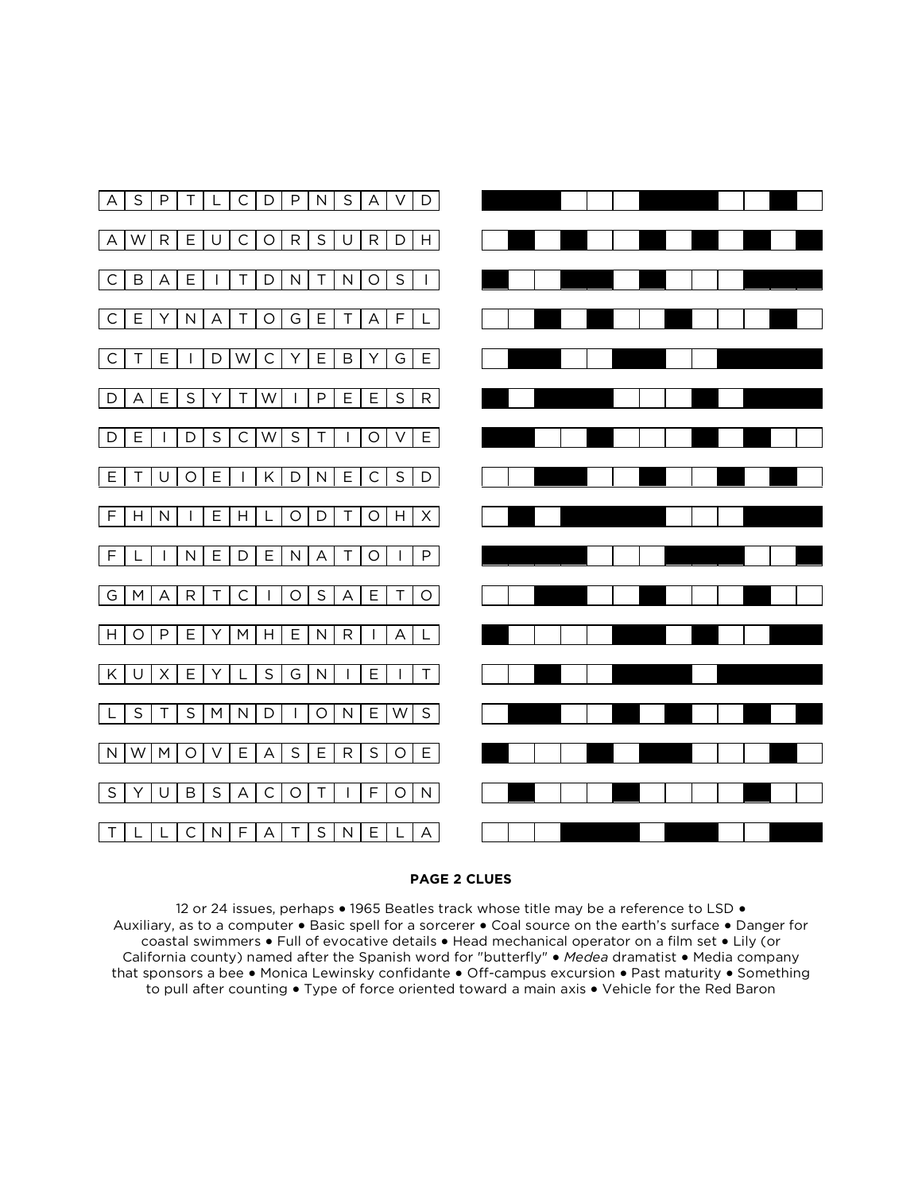| | | | | | | | | | | | | | |
|---|---|---|---|---|---|---|---|---|---|---|---|---|---|
| A | S | P | T | L | C | D | P | N | S | A | V | D | ■■■□□□■■■□□■□ |
| A | W | R | E | U | C | O | R | S | U | R | D | H | □■□■□□■□■□■□■ |
| C | B | A | E | I | T | D | N | T | N | O | S | I | ■□□■■□■□□□■■■ |
| C | E | Y | N | A | T | O | G | E | T | A | F | L | □□■□■□□■□□□■□ |
| C | T | E | I | D | W | C | Y | E | B | Y | G | E | □■■□□■■□□■■■■ |
| D | A | E | S | Y | T | W | I | P | E | E | S | R | ■□■■■□□□■□■■■ |
| D | E | I | D | S | C | W | S | T | I | O | V | E | ■■□□■□□□■□■□□ |
| E | T | U | O | E | I | K | D | N | E | C | S | D | □□■■□□■□□■□■□ |
| F | H | N | I | E | H | L | O | D | T | O | H | X | □■□■■■■□□□■■■ |
| F | L | I | N | E | D | E | N | A | T | O | I | P | ■■■■□□□■■■□□■ |
| G | M | A | R | T | C | I | O | S | A | E | T | O | □□■■□□■□□□■□□ |
| H | O | P | E | Y | M | H | E | N | R | I | A | L | ■□□□□■■□■□□■■ |
| K | U | X | E | Y | L | S | G | N | I | E | I | T | □□■□□■■■□■■■■ |
| L | S | T | S | M | N | D | I | O | N | E | W | S | □■■□□■□■□□■□■ |
| N | W | M | O | V | E | A | S | E | R | S | O | E | ■□□□■□■■□□□■□ |
| S | Y | U | B | S | A | C | O | T | I | F | O | N | □■□□□■□□□□■□□ |
| T | L | L | C | N | F | A | T | S | N | E | L | A | □□□■■■□■■□□■■ |

**PAGE 2 CLUES**

12 or 24 issues, perhaps • 1965 Beatles track whose title may be a reference to LSD • Auxiliary, as to a computer • Basic spell for a sorcerer • Coal source on the earth's surface • Danger for coastal swimmers • Full of evocative details • Head mechanical operator on a film set • Lily (or California county) named after the Spanish word for "butterfly" • *Medea* dramatist • Media company that sponsors a bee • Monica Lewinsky confidante • Off-campus excursion • Past maturity • Something to pull after counting • Type of force oriented toward a main axis • Vehicle for the Red Baron